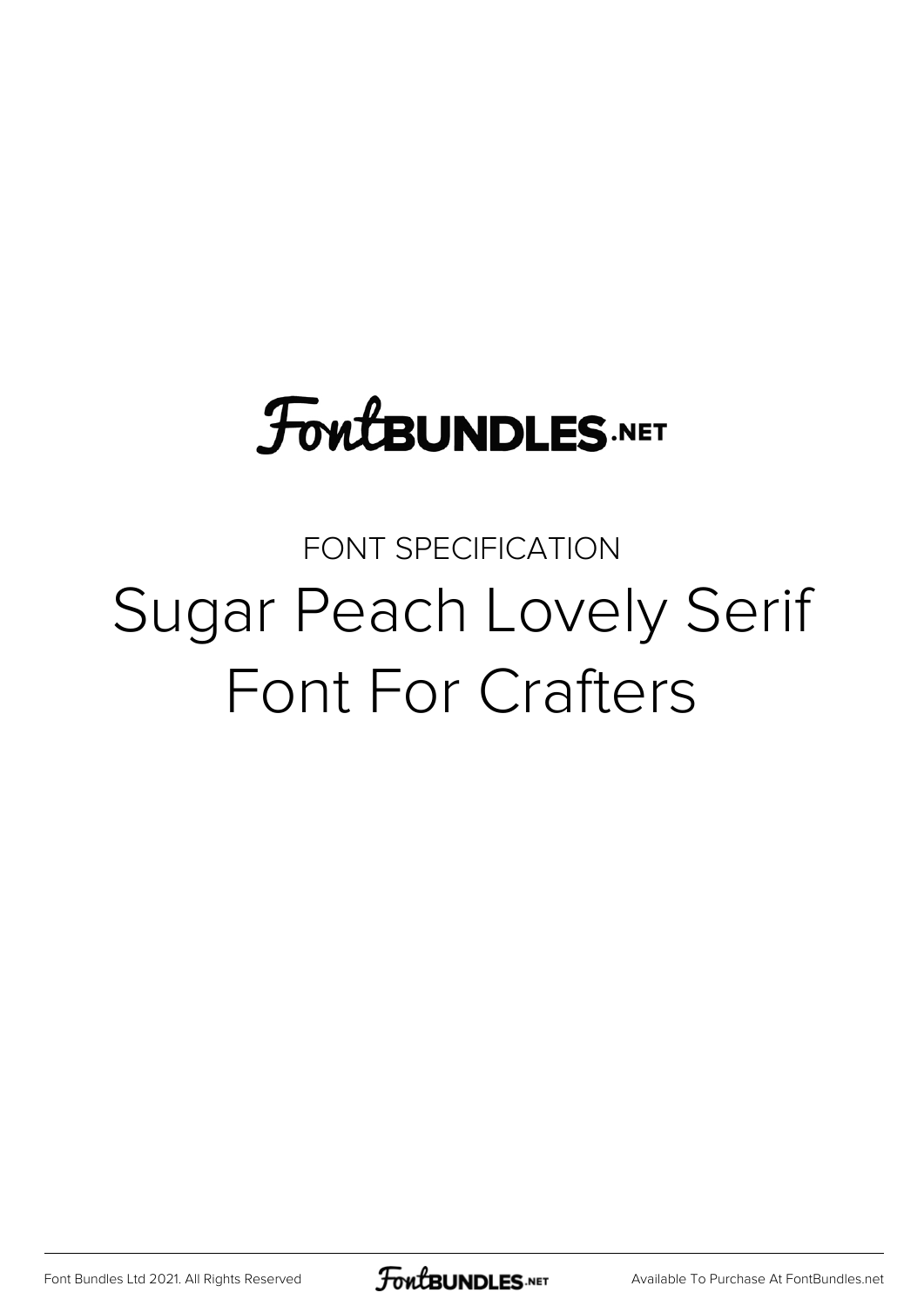FontBUNDLES.NET

FONT SPECIFICATION

# Sugar Peach Lovely Serif Font For Crafters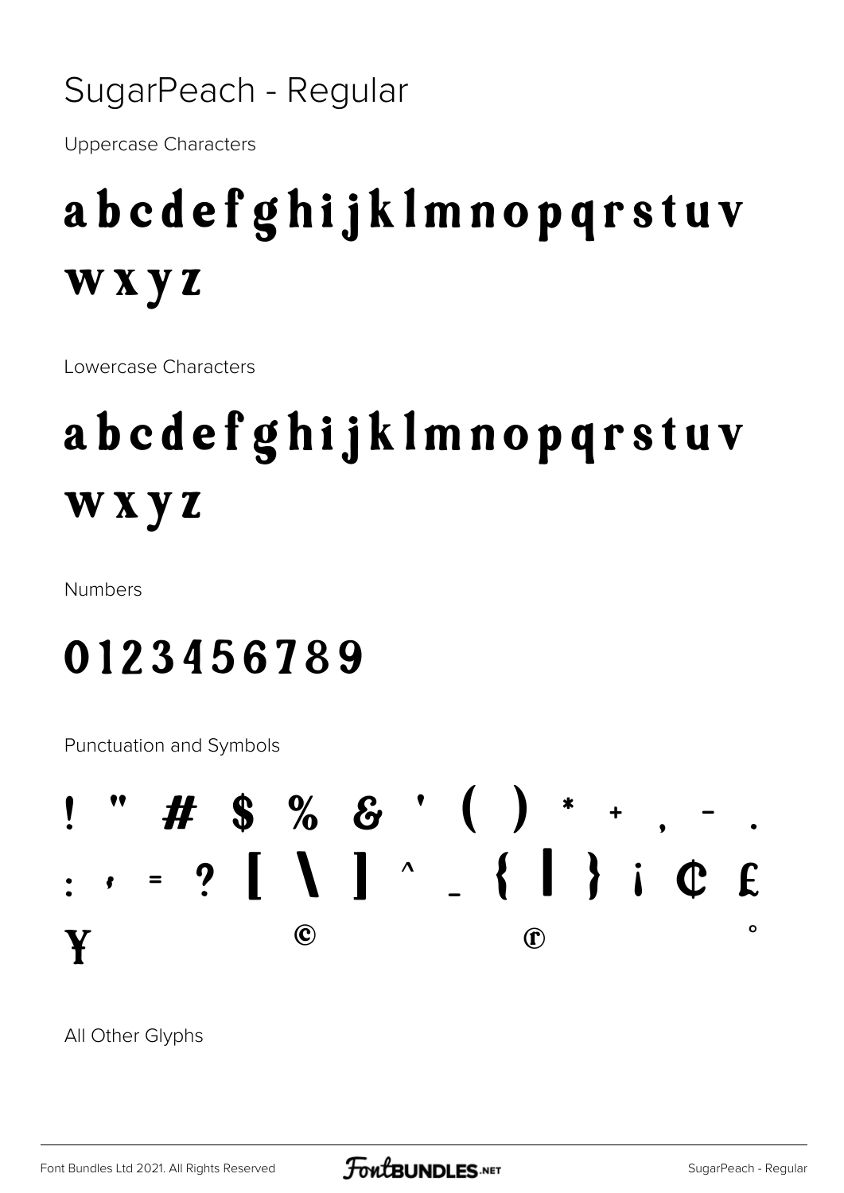# SugarPeach - Regular

Uppercase Characters

a b c d e f g h i j k l m n o p q r s t u v w x y z

Lowercase Characters

a b c d e f g h i j k l m n o p q r s t u v w x y z

Numbers

0 1 2 3 4 5 6 7 8 9

Punctuation and Symbols

! " # $ % & ' ( ) * + , - . : ; = ? [ \ ] ^ _ { | } ¡ ¢ £ ¥ © ® °

All Other Glyphs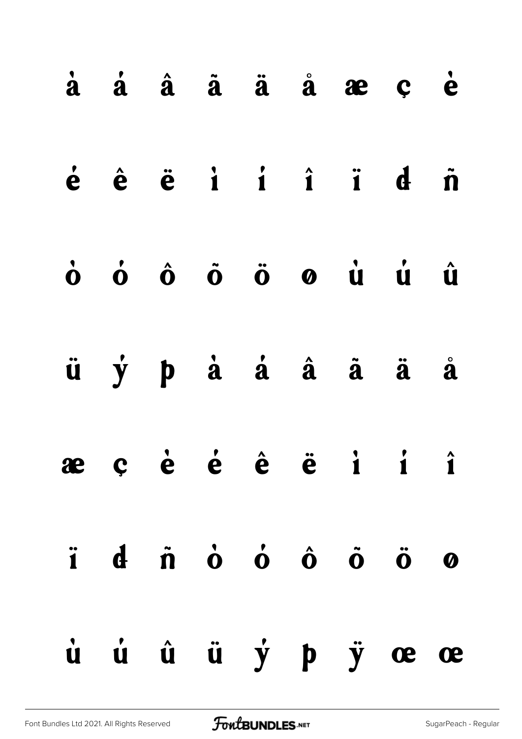à á â ã ä å æ ç è

é ê ë ì í î ï đ ñ

ò ó ô õ ö ø ù ú û

ü ý þ à á â ã ä å

æ ç è é ê ë ì í î

ï đ ñ ò ó ô õ ö ø

ù ú û ü ý þ ÿ œ œ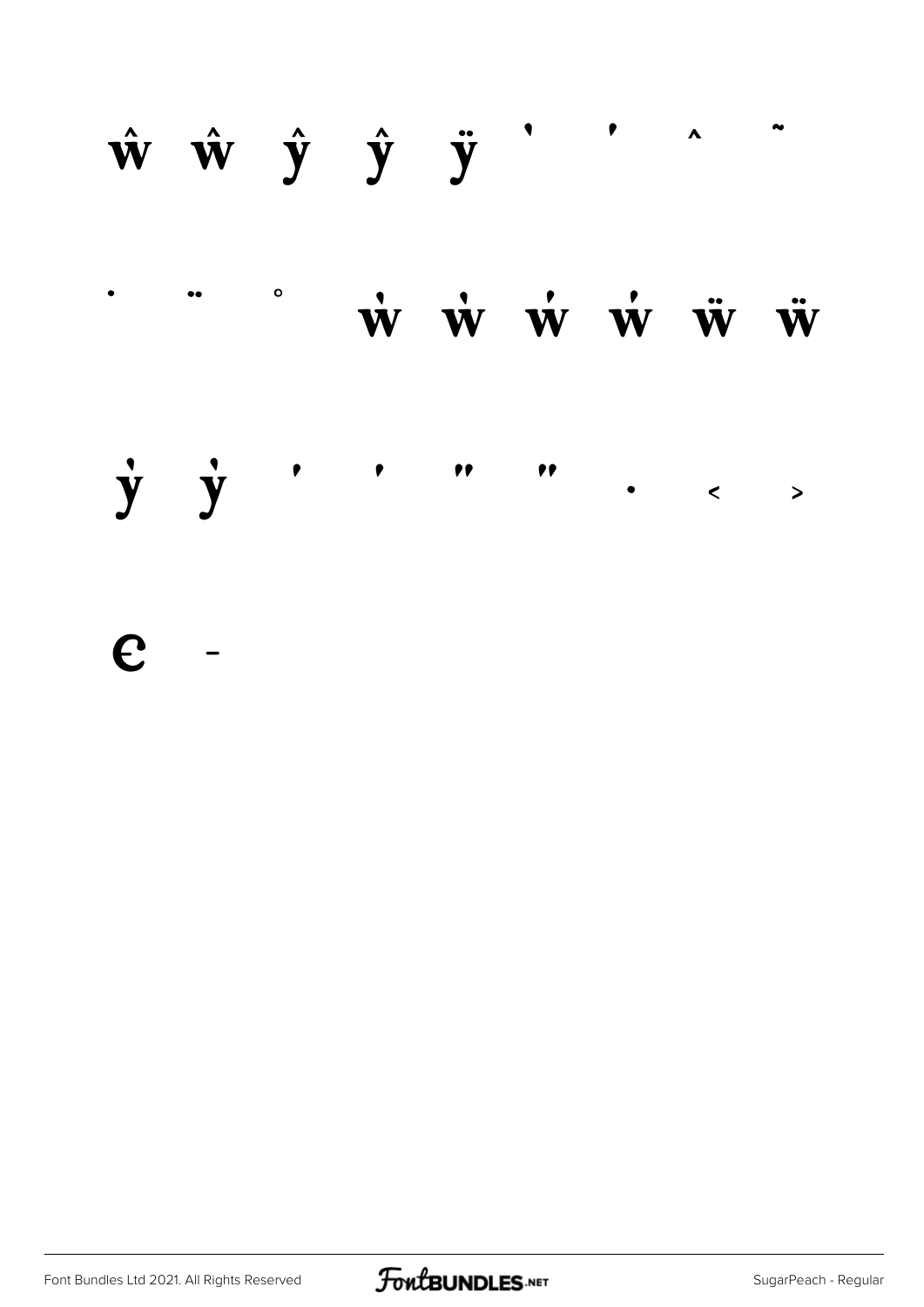ŵ ŵ ŷ ŷ ÿ ' ' ˆ ˜

˙ ¨ ˚ ẇ ẇ ẃ ẃ ẅ ẅ

ẏ ẏ ' ' " " • < >

€ -